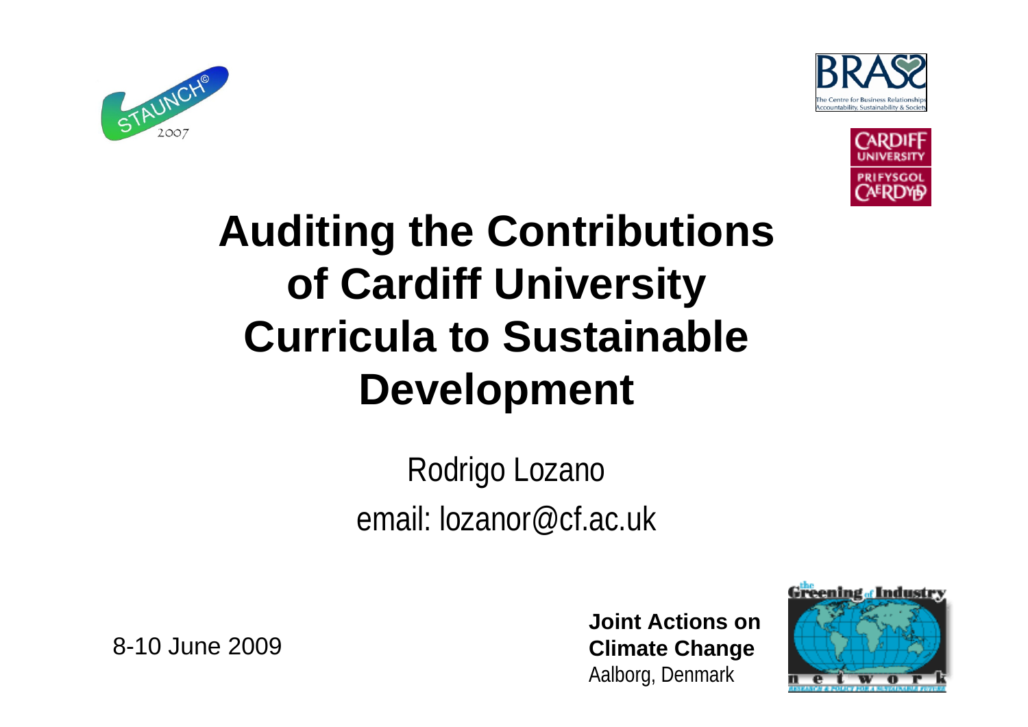# Auditing the Contributions of Cardiff University Curricula to Sustainable Development

Rodrigo Lozano

email: lozanor@cf.ac.uk

8-10 June 2009

**Joint Actions on Climate Change**
Aalborg, Denmark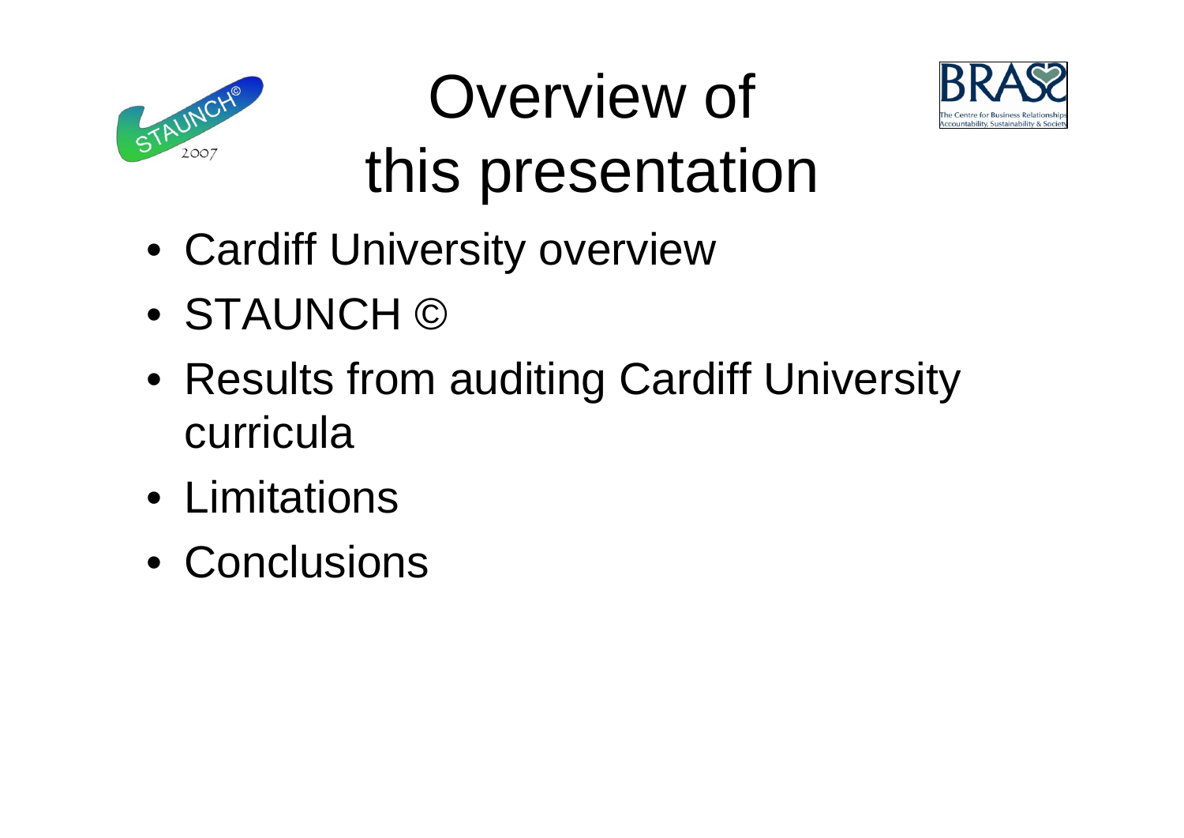# Overview of this presentation

- Cardiff University overview
- STAUNCH ©
- Results from auditing Cardiff University curricula
- Limitations
- Conclusions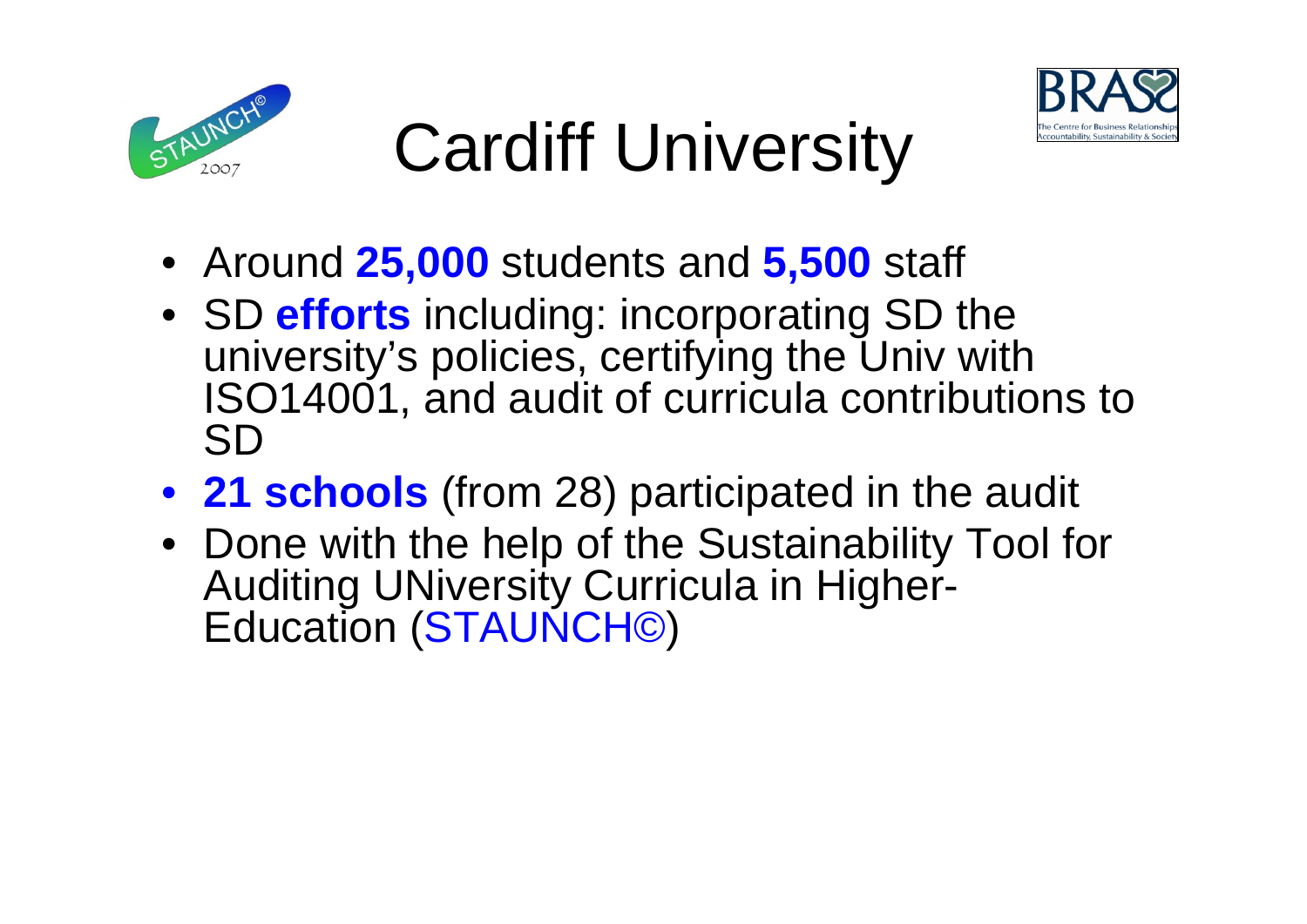# Cardiff University

- Around **25,000** students and **5,500** staff
- SD **efforts** including: incorporating SD the university's policies, certifying the Univ with ISO14001, and audit of curricula contributions to SD
- **21 schools** (from 28) participated in the audit
- Done with the help of the Sustainability Tool for Auditing UNiversity Curricula in Higher-Education (STAUNCH©)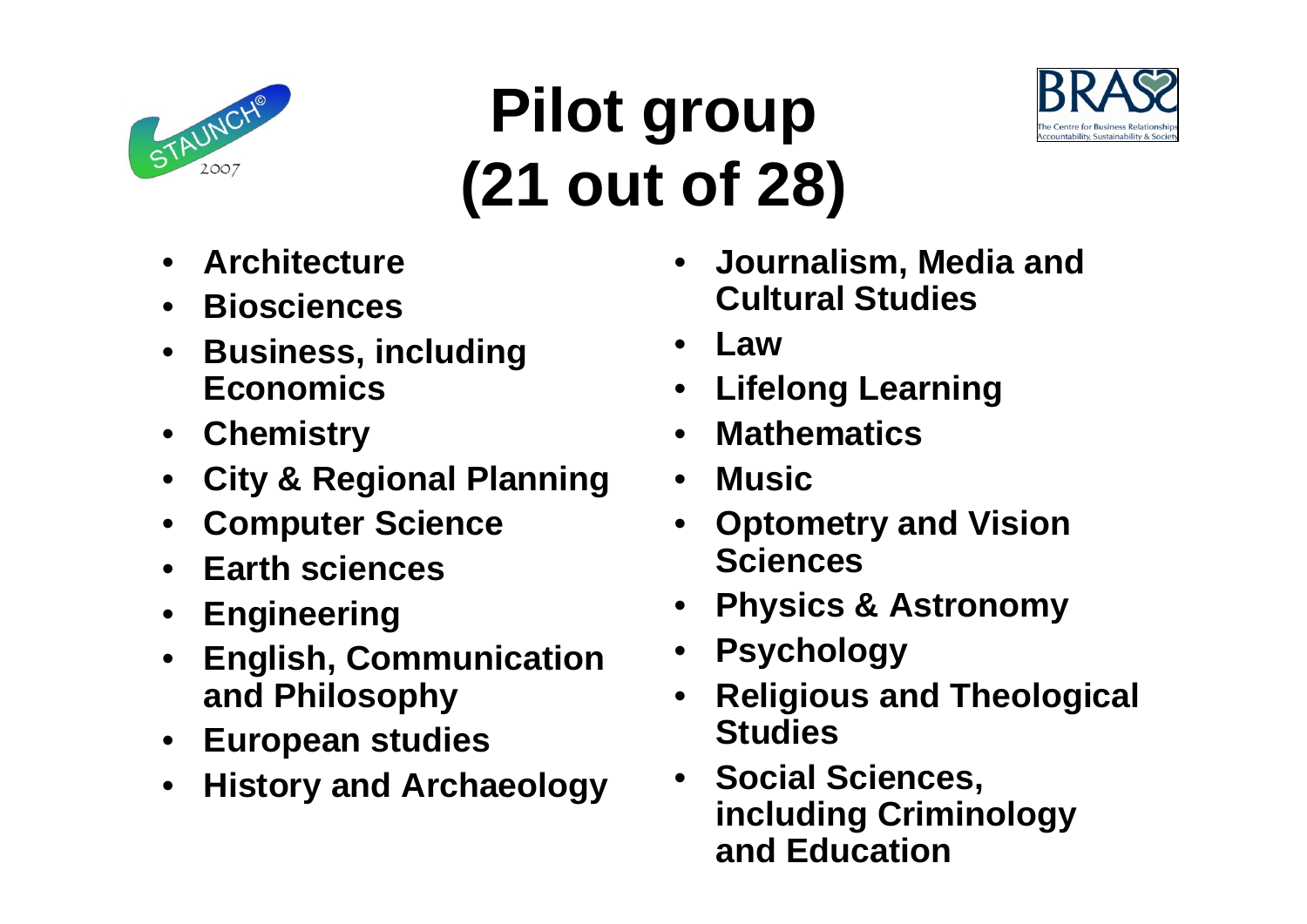# Pilot group (21 out of 28)

- Architecture
- Biosciences
- Business, including Economics
- Chemistry
- City & Regional Planning
- Computer Science
- Earth sciences
- Engineering
- English, Communication and Philosophy
- European studies
- History and Archaeology
- Journalism, Media and Cultural Studies
- Law
- Lifelong Learning
- Mathematics
- Music
- Optometry and Vision Sciences
- Physics & Astronomy
- Psychology
- Religious and Theological Studies
- Social Sciences, including Criminology and Education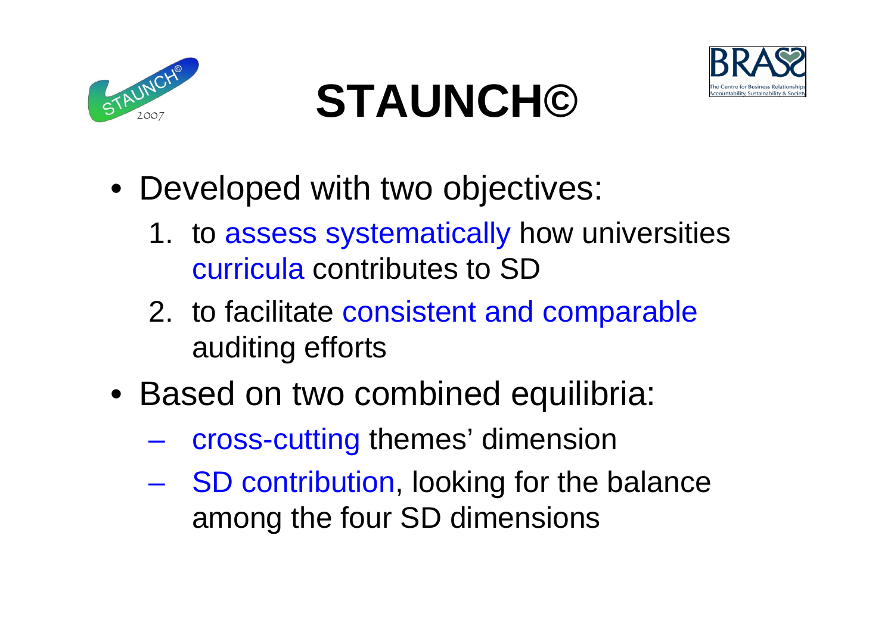# STAUNCH©

- Developed with two objectives:
  1. to assess systematically how universities curricula contributes to SD
  2. to facilitate consistent and comparable auditing efforts
- Based on two combined equilibria:
  - cross-cutting themes' dimension
  - SD contribution, looking for the balance among the four SD dimensions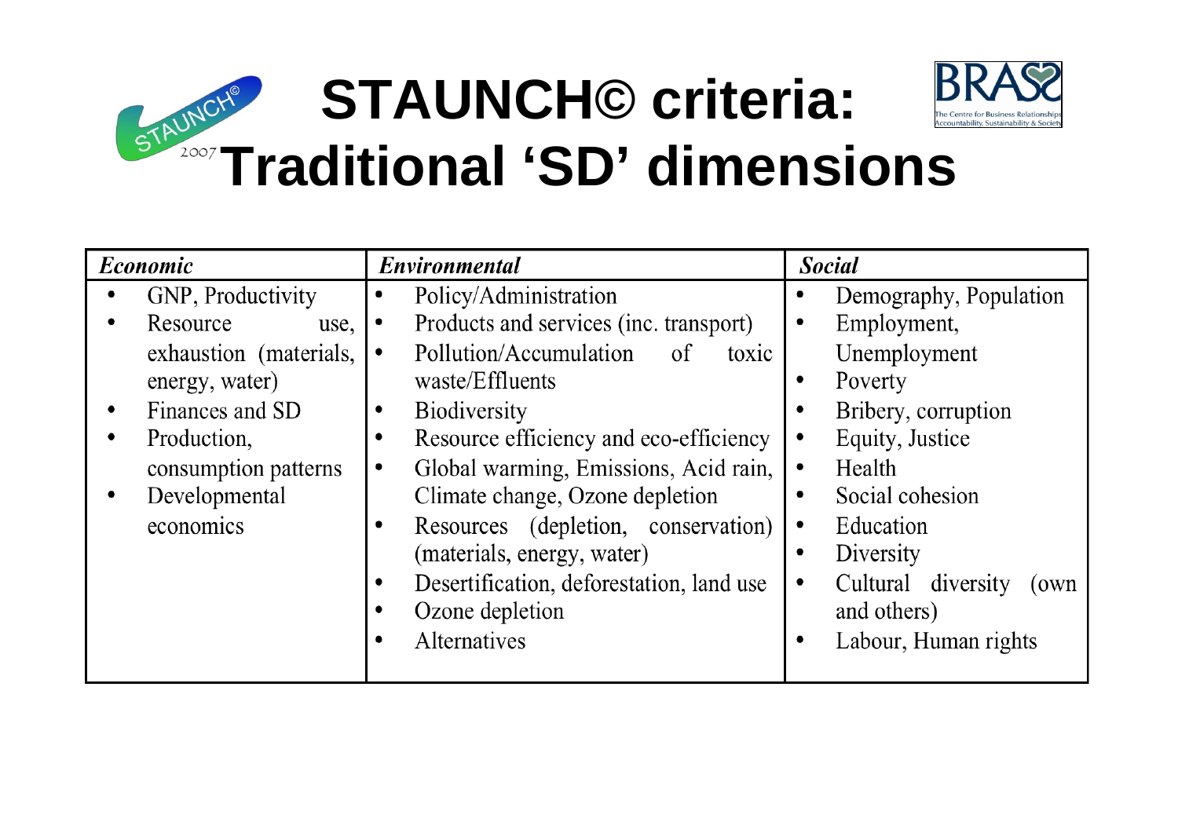# STAUNCH© criteria: Traditional 'SD' dimensions

| *Economic* | *Environmental* | *Social* |
|---|---|---|
| • GNP, Productivity<br>• Resource use, exhaustion (materials, energy, water)<br>• Finances and SD<br>• Production, consumption patterns<br>• Developmental economics | • Policy/Administration<br>• Products and services (inc. transport)<br>• Pollution/Accumulation of toxic waste/Effluents<br>• Biodiversity<br>• Resource efficiency and eco-efficiency<br>• Global warming, Emissions, Acid rain, Climate change, Ozone depletion<br>• Resources (depletion, conservation) (materials, energy, water)<br>• Desertification, deforestation, land use<br>• Ozone depletion<br>• Alternatives | • Demography, Population<br>• Employment, Unemployment<br>• Poverty<br>• Bribery, corruption<br>• Equity, Justice<br>• Health<br>• Social cohesion<br>• Education<br>• Diversity<br>• Cultural diversity (own and others)<br>• Labour, Human rights |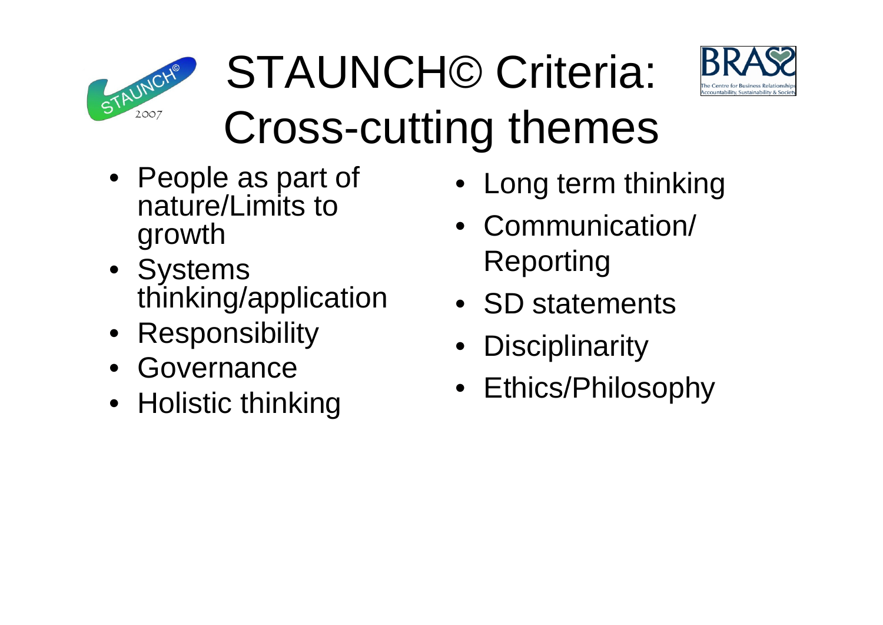# STAUNCH© Criteria: Cross-cutting themes

- People as part of nature/Limits to growth
- Systems thinking/application
- Responsibility
- Governance
- Holistic thinking
- Long term thinking
- Communication/ Reporting
- SD statements
- Disciplinarity
- Ethics/Philosophy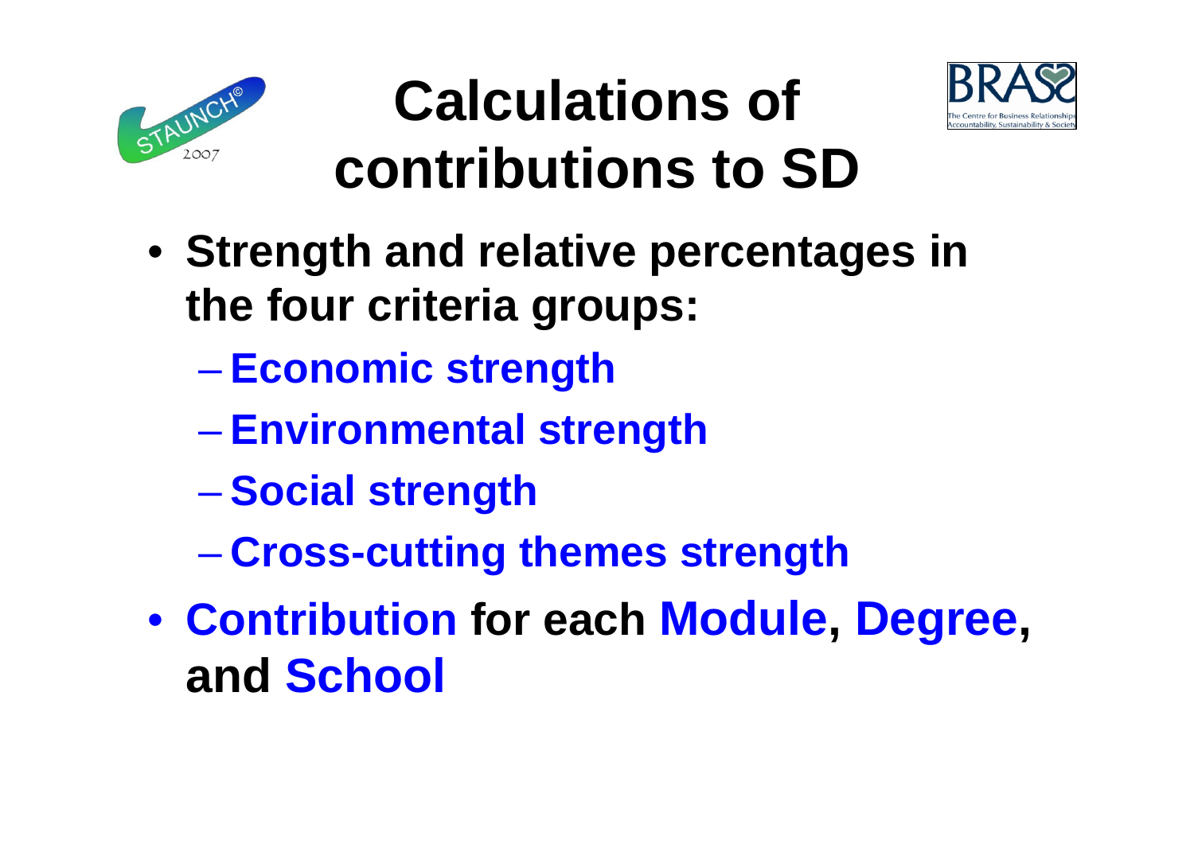# Calculations of contributions to SD

- **Strength and relative percentages in the four criteria groups:**
  - **Economic strength**
  - **Environmental strength**
  - **Social strength**
  - **Cross-cutting themes strength**
- **Contribution for each Module, Degree, and School**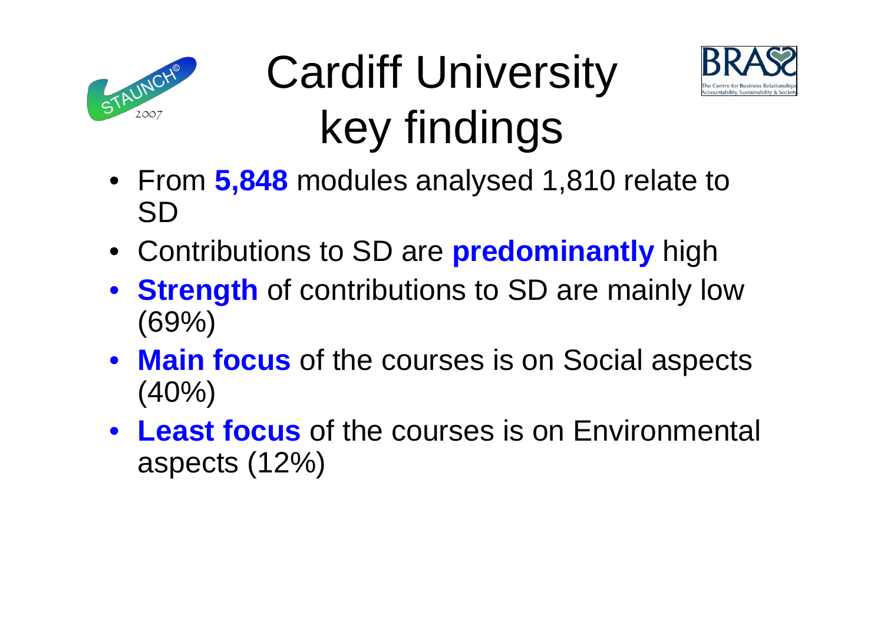# Cardiff University key findings

- From **5,848** modules analysed 1,810 relate to SD
- Contributions to SD are **predominantly** high
- **Strength** of contributions to SD are mainly low (69%)
- **Main focus** of the courses is on Social aspects (40%)
- **Least focus** of the courses is on Environmental aspects (12%)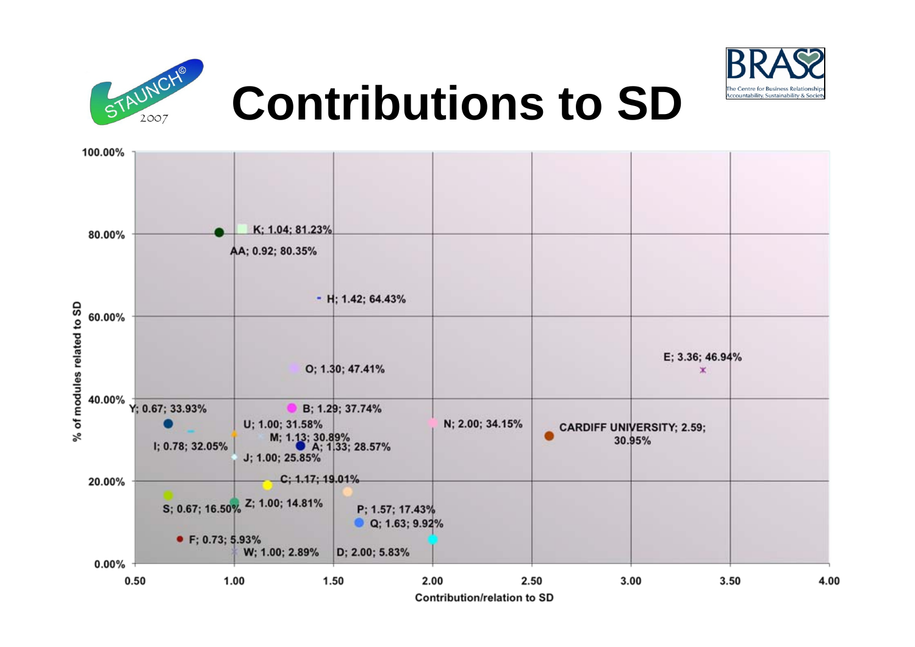# Contributions to SD

STAUNCH© 2007

BRASS — The Centre for Business Relationships, Accountability, Sustainability & Society

| Label | Contribution/relation to SD | % of modules related to SD |
|---|---|---|
| K | 1.04 | 81.23% |
| AA | 0.92 | 80.35% |
| H | 1.42 | 64.43% |
| E | 3.36 | 46.94% |
| O | 1.30 | 47.41% |
| Y | 0.67 | 33.93% |
| B | 1.29 | 37.74% |
| U | 1.00 | 31.58% |
| N | 2.00 | 34.15% |
| CARDIFF UNIVERSITY | 2.59 | 30.95% |
| M | 1.13 | 30.89% |
| I | 0.78 | 32.05% |
| A | 1.33 | 28.57% |
| J | 1.00 | 25.85% |
| C | 1.17 | 19.01% |
| S | 0.67 | 16.50% |
| Z | 1.00 | 14.81% |
| P | 1.57 | 17.43% |
| Q | 1.63 | 9.92% |
| F | 0.73 | 5.93% |
| W | 1.00 | 2.89% |
| D | 2.00 | 5.83% |

X-axis: Contribution/relation to SD (0.50 – 4.00)

Y-axis: % of modules related to SD (0.00% – 100.00%)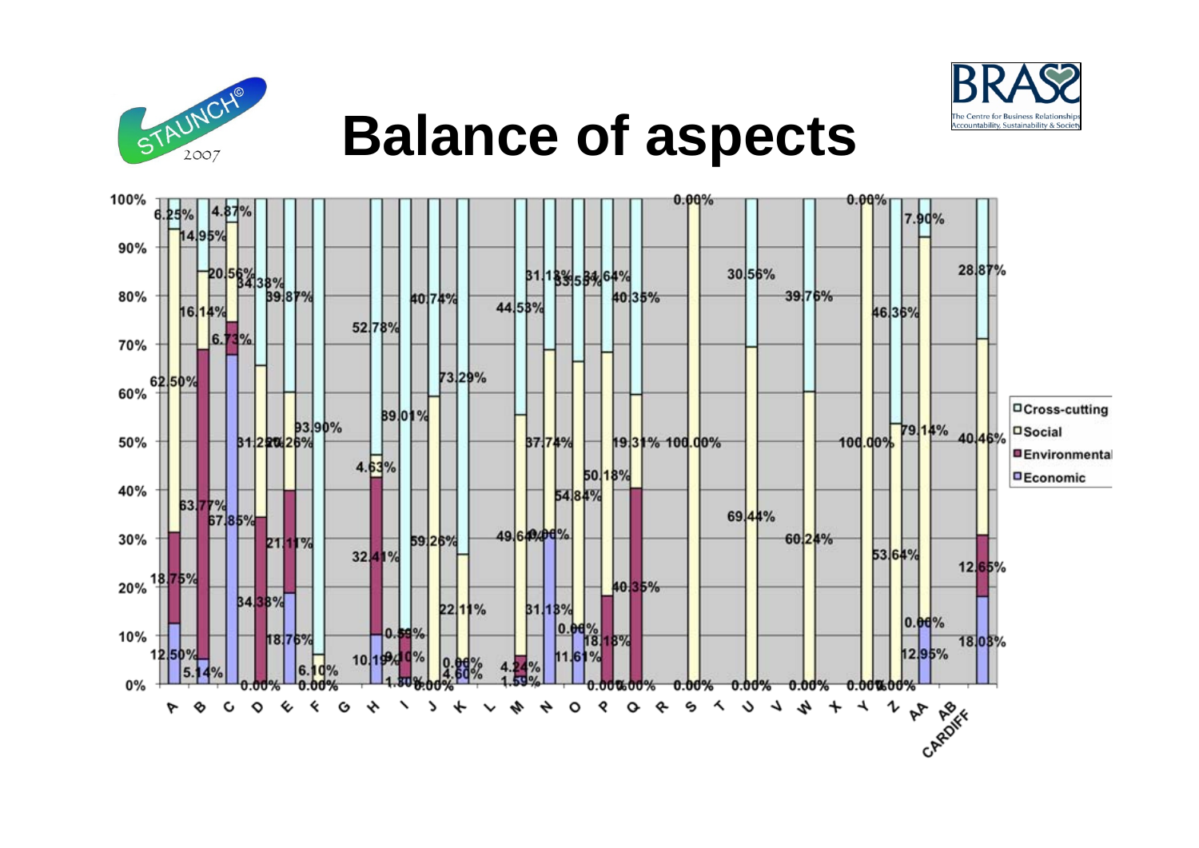# Balance of aspects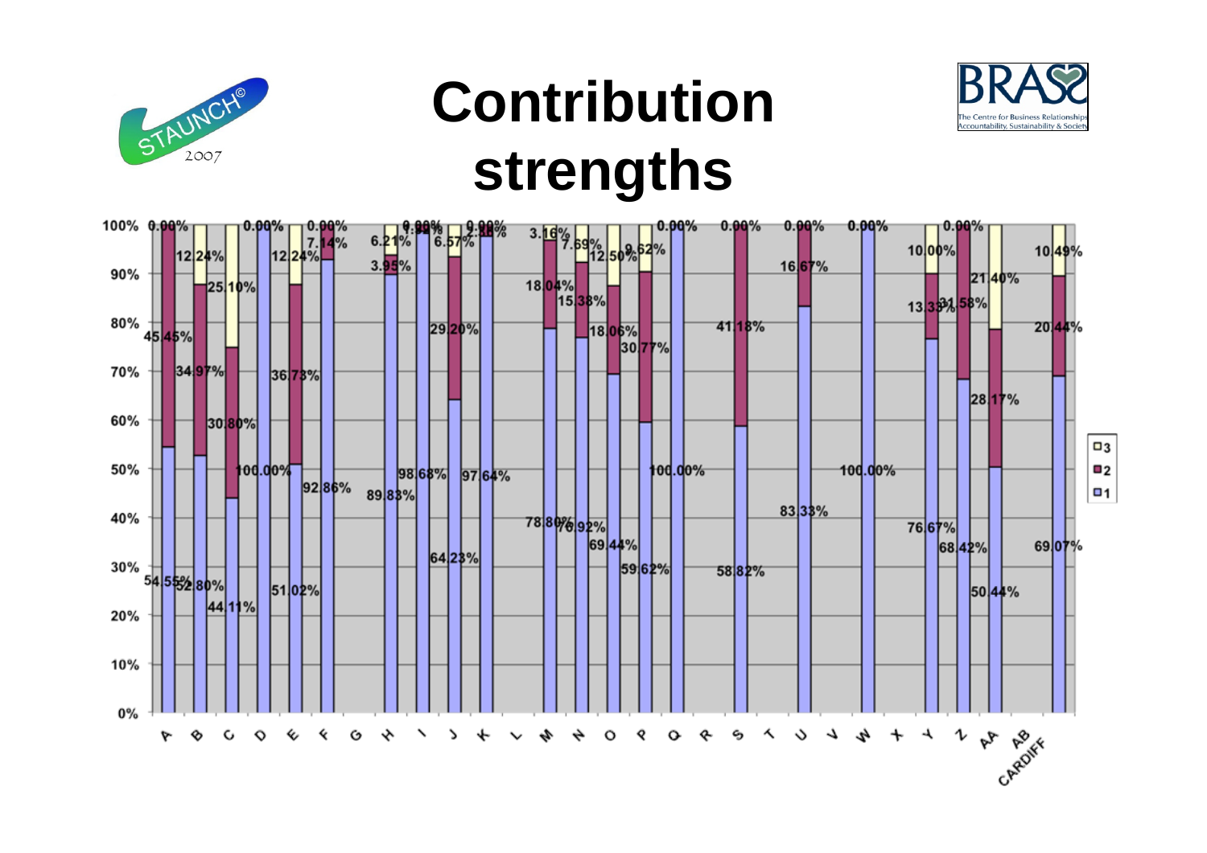# Contribution strengths

| Category | 1 | 2 | 3 |
|---|---|---|---|
| A | 54.55% | 45.45% | 0.00% |
| B | 52.80% | 34.97% | 12.24% |
| C | 44.11% | 30.80% | 25.10% |
| D | 100.00% | | 0.00% |
| E | 51.02% | 36.73% | 12.24% |
| F | 92.86% | 7.14% | 0.00% |
| G | | | |
| H | 89.83% | 3.95% | 6.21% |
| I | 98.68% | | |
| J | 64.23% | 29.20% | 6.57% |
| K | 97.64% | | |
| L | | | |
| M | 78.80% | 18.04% | 3.16% |
| N | 76.92% | 15.38% | 7.69% |
| O | 69.44% | 18.06% | 12.50% |
| P | 59.62% | 30.77% | 9.62% |
| Q | 100.00% | | 0.00% |
| R | | | |
| S | 58.82% | 41.18% | 0.00% |
| T | | | |
| U | 83.33% | 16.67% | 0.00% |
| V | | | |
| W | 100.00% | | 0.00% |
| X | | | |
| Y | 76.67% | 13.33% | 10.00% |
| Z | 68.42% | 31.58% | 0.00% |
| AA | 50.44% | 28.17% | 21.40% |
| AB | | | |
| CARDIFF | 69.07% | 20.44% | 10.49% |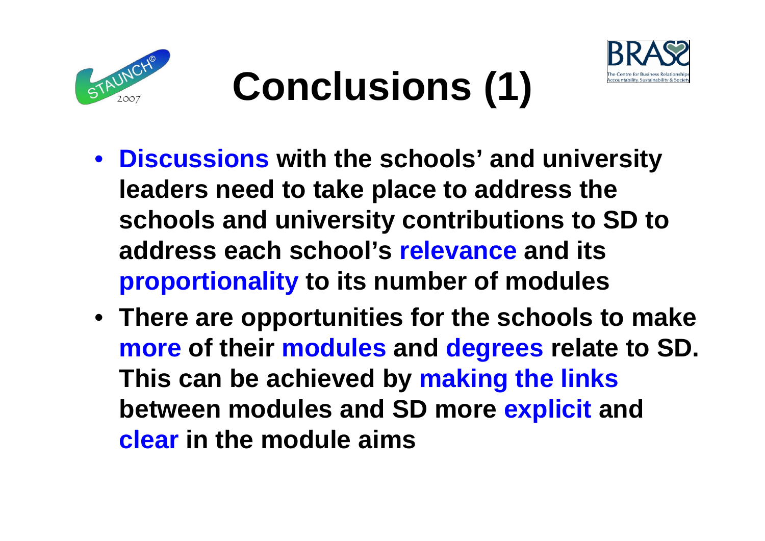# Conclusions (1)

- **Discussions with the schools' and university leaders need to take place to address the schools and university contributions to SD to address each school's relevance and its proportionality to its number of modules**
- **There are opportunities for the schools to make more of their modules and degrees relate to SD. This can be achieved by making the links between modules and SD more explicit and clear in the module aims**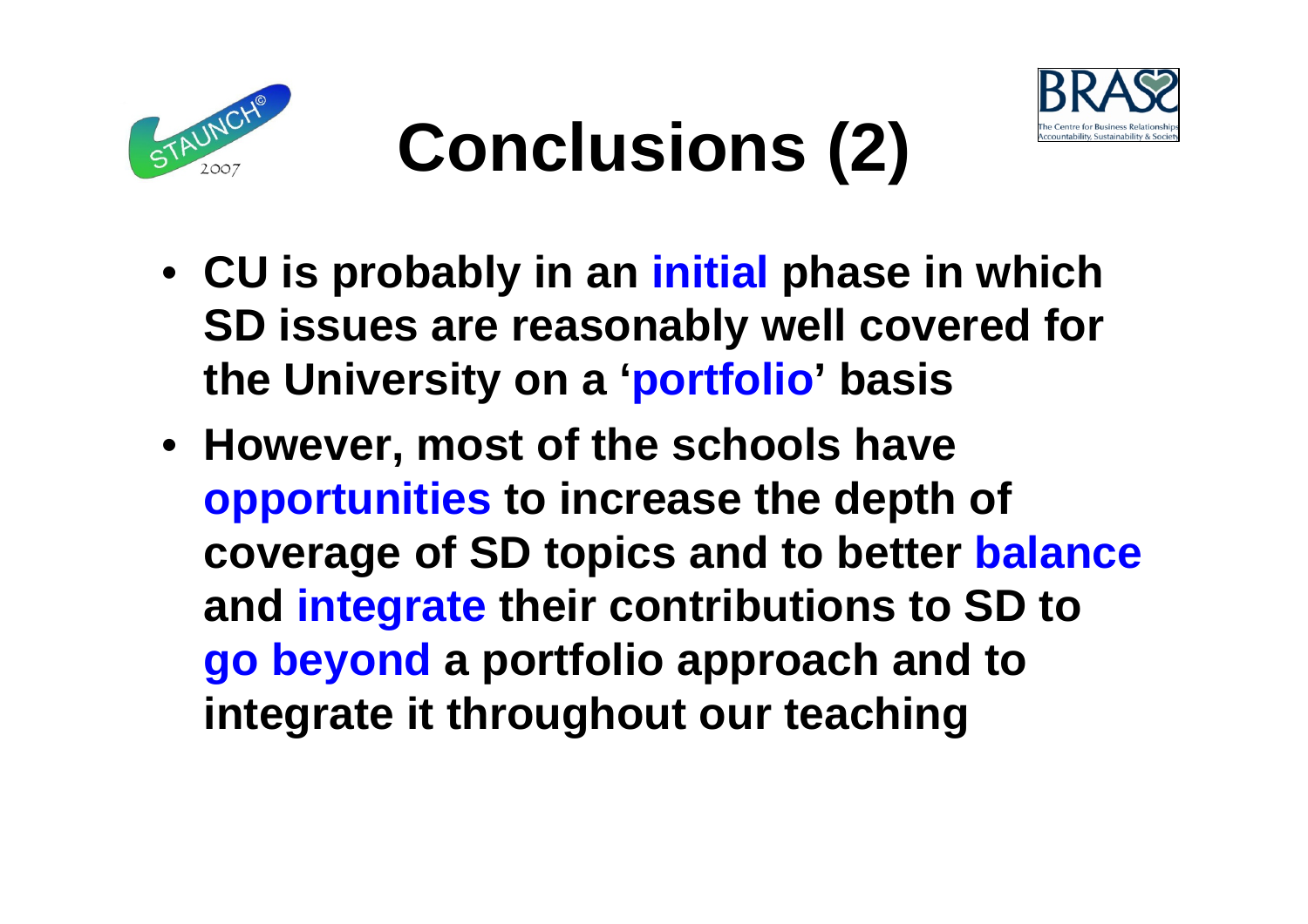# Conclusions (2)

- **CU is probably in an initial phase in which SD issues are reasonably well covered for the University on a 'portfolio' basis**
- **However, most of the schools have opportunities to increase the depth of coverage of SD topics and to better balance and integrate their contributions to SD to go beyond a portfolio approach and to integrate it throughout our teaching**